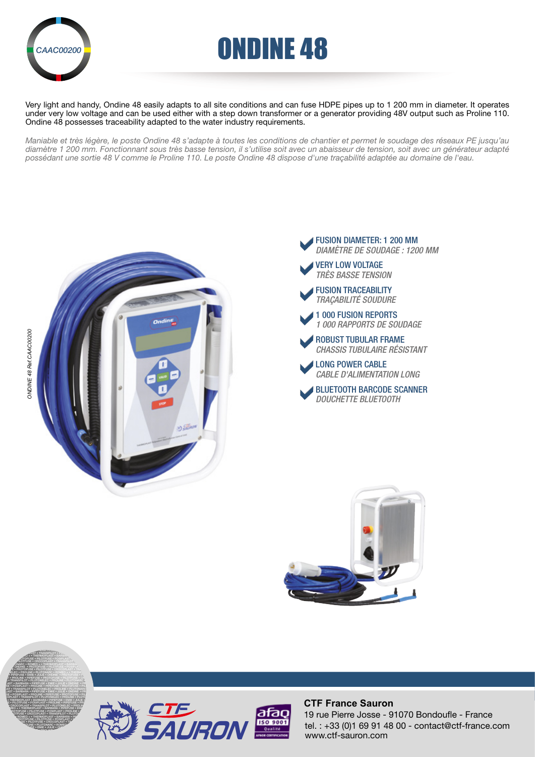CAAC00200

# ONDINE 48

Very light and handy, Ondine 48 easily adapts to all site conditions and can fuse HDPE pipes up to 1 200 mm in diameter. It operates under very low voltage and can be used either with a step down transformer or a generator providing 48V output such as Proline 110. Ondine 48 possesses traceability adapted to the water industry requirements.

*Maniable et très légère, le poste Ondine 48 s'adapte à toutes les conditions de chantier et permet le soudage des réseaux PE jusqu'au diamètre 1 200 mm. Fonctionnant sous très basse tension, il s'utilise soit avec un abaisseur de tension, soit avec un générateur adapté possédant une sortie 48 V comme le Proline 110. Le poste Ondine 48 dispose d'une traçabilité adaptée au domaine de l'eau.*

ONDINE 48 Ref.CAAC00200

- **FUSION DIAMETER: 1 200 MM**
  *DIAMÈTRE DE SOUDAGE : 1200 MM*
- **VERY LOW VOLTAGE**
  *TRÈS BASSE TENSION*
- **FUSION TRACEABILITY**
  *TRAÇABILITÉ SOUDURE*
- **1 000 FUSION REPORTS**
  *1 000 RAPPORTS DE SOUDAGE*
- **ROBUST TUBULAR FRAME**
  *CHASSIS TUBULAIRE RÉSISTANT*
- **LONG POWER CABLE**
  *CABLE D'ALIMENTATION LONG*
- **BLUETOOTH BARCODE SCANNER**
  *DOUCHETTE BLUETOOTH*

**CTF France Sauron**
19 rue Pierre Josse - 91070 Bondoufle - France
tel. : +33 (0)1 69 91 48 00 - contact@ctf-france.com
www.ctf-sauron.com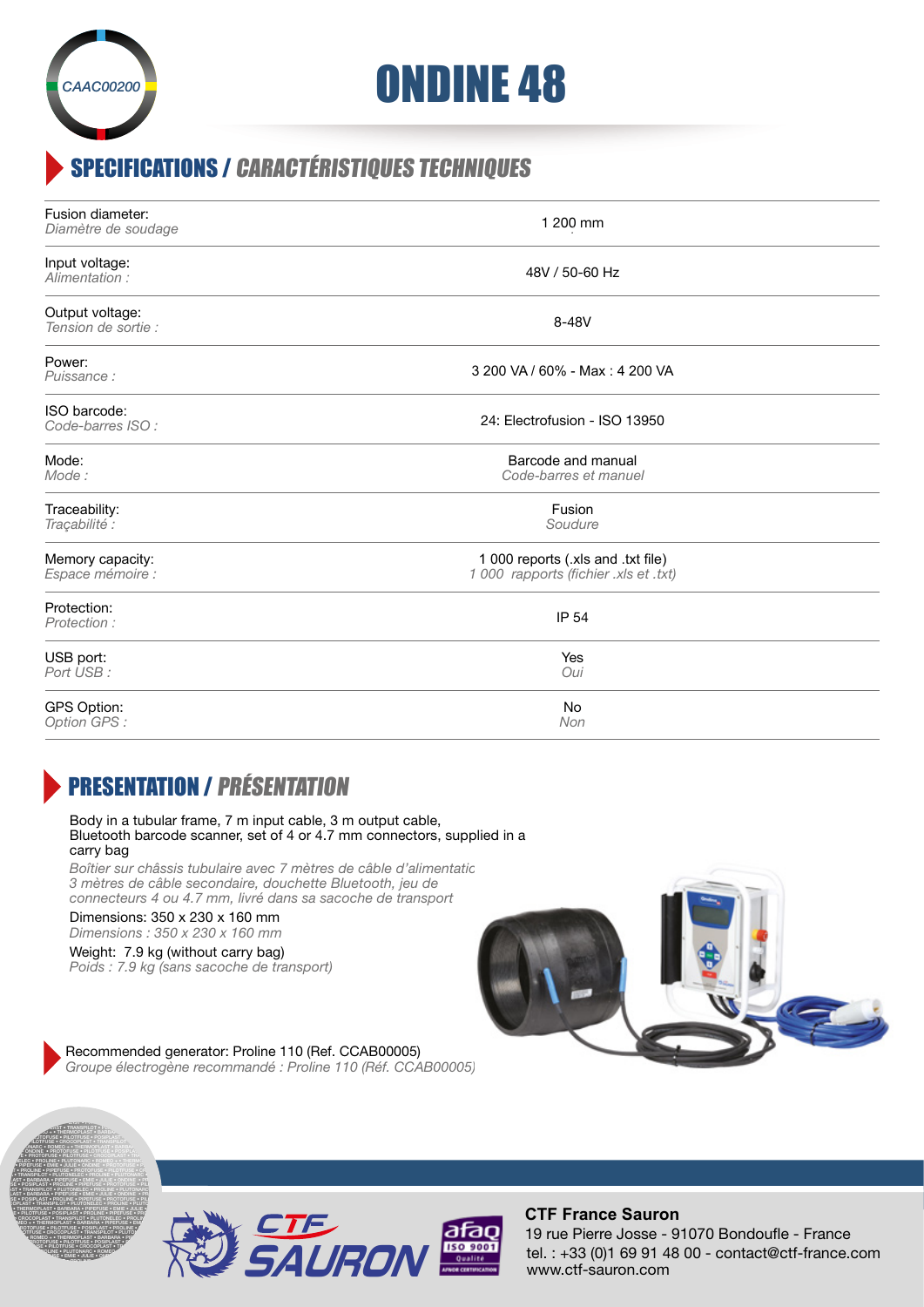CAAC00200

# ONDINE 48

## SPECIFICATIONS / *CARACTÉRISTIQUES TECHNIQUES*

| | |
|---|---|
| Fusion diameter: *Diamètre de soudage* | 1 200 mm |
| Input voltage: *Alimentation :* | 48V / 50-60 Hz |
| Output voltage: *Tension de sortie :* | 8-48V |
| Power: *Puissance :* | 3 200 VA / 60% - Max : 4 200 VA |
| ISO barcode: *Code-barres ISO :* | 24: Electrofusion - ISO 13950 |
| Mode: *Mode :* | Barcode and manual *Code-barres et manuel* |
| Traceability: *Traçabilité :* | Fusion *Soudure* |
| Memory capacity: *Espace mémoire :* | 1 000 reports (.xls and .txt file) *1 000 rapports (fichier .xls et .txt)* |
| Protection: *Protection :* | IP 54 |
| USB port: *Port USB :* | Yes *Oui* |
| GPS Option: *Option GPS :* | No *Non* |

## PRESENTATION / *PRÉSENTATION*

Body in a tubular frame, 7 m input cable, 3 m output cable, Bluetooth barcode scanner, set of 4 or 4.7 mm connectors, supplied in a carry bag

*Boîtier sur châssis tubulaire avec 7 mètres de câble d'alimentatic 3 mètres de câble secondaire, douchette Bluetooth, jeu de connecteurs 4 ou 4.7 mm, livré dans sa sacoche de transport*

Dimensions: 350 x 230 x 160 mm

*Dimensions : 350 x 230 x 160 mm*

Weight: 7.9 kg (without carry bag)

*Poids : 7.9 kg (sans sacoche de transport)*

Recommended generator: Proline 110 (Ref. CCAB00005)

*Groupe électrogène recommandé : Proline 110 (Réf. CCAB00005)*

**CTF France Sauron**

19 rue Pierre Josse - 91070 Bondoufle - France

tel. : +33 (0)1 69 91 48 00 - contact@ctf-france.com

www.ctf-sauron.com